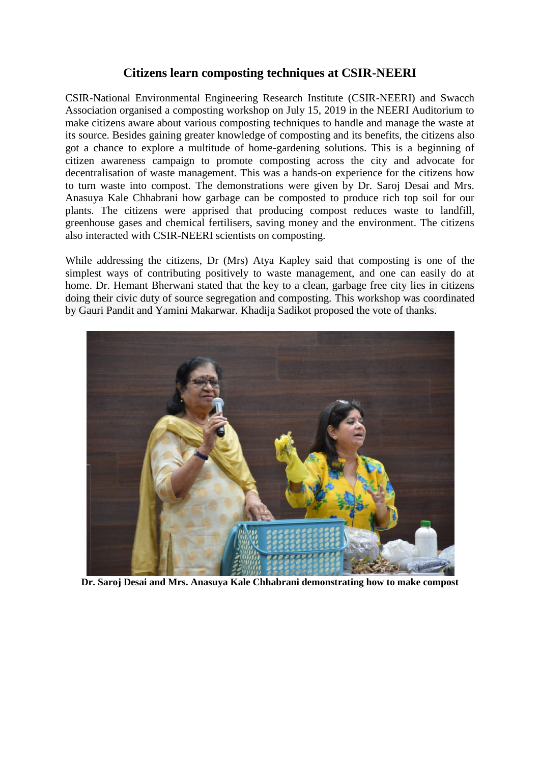# Citizens learn composting techniques at CSIR-NEERI

CSIR-National Environmental Engineering Research Institute (CSIR-NEERI) and Swacch Association organised a composting workshop on July 15, 2019 in the NEERI Auditorium to make citizens aware about various composting techniques to handle and manage the waste at its source. Besides gaining greater knowledge of composting and its benefits, the citizens also got a chance to explore a multitude of home-gardening solutions. This is a beginning of citizen awareness campaign to promote composting across the city and advocate for decentralisation of waste management. This was a hands-on experience for the citizens how to turn waste into compost. The demonstrations were given by Dr. Saroj Desai and Mrs. Anasuya Kale Chhabrani how garbage can be composted to produce rich top soil for our plants. The citizens were apprised that producing compost reduces waste to landfill, greenhouse gases and chemical fertilisers, saving money and the environment. The citizens also interacted with CSIR-NEERI scientists on composting.

While addressing the citizens, Dr (Mrs) Atya Kapley said that composting is one of the simplest ways of contributing positively to waste management, and one can easily do at home. Dr. Hemant Bherwani stated that the key to a clean, garbage free city lies in citizens doing their civic duty of source segregation and composting. This workshop was coordinated by Gauri Pandit and Yamini Makarwar. Khadija Sadikot proposed the vote of thanks.

**Dr. Saroj Desai and Mrs. Anasuya Kale Chhabrani demonstrating how to make compost**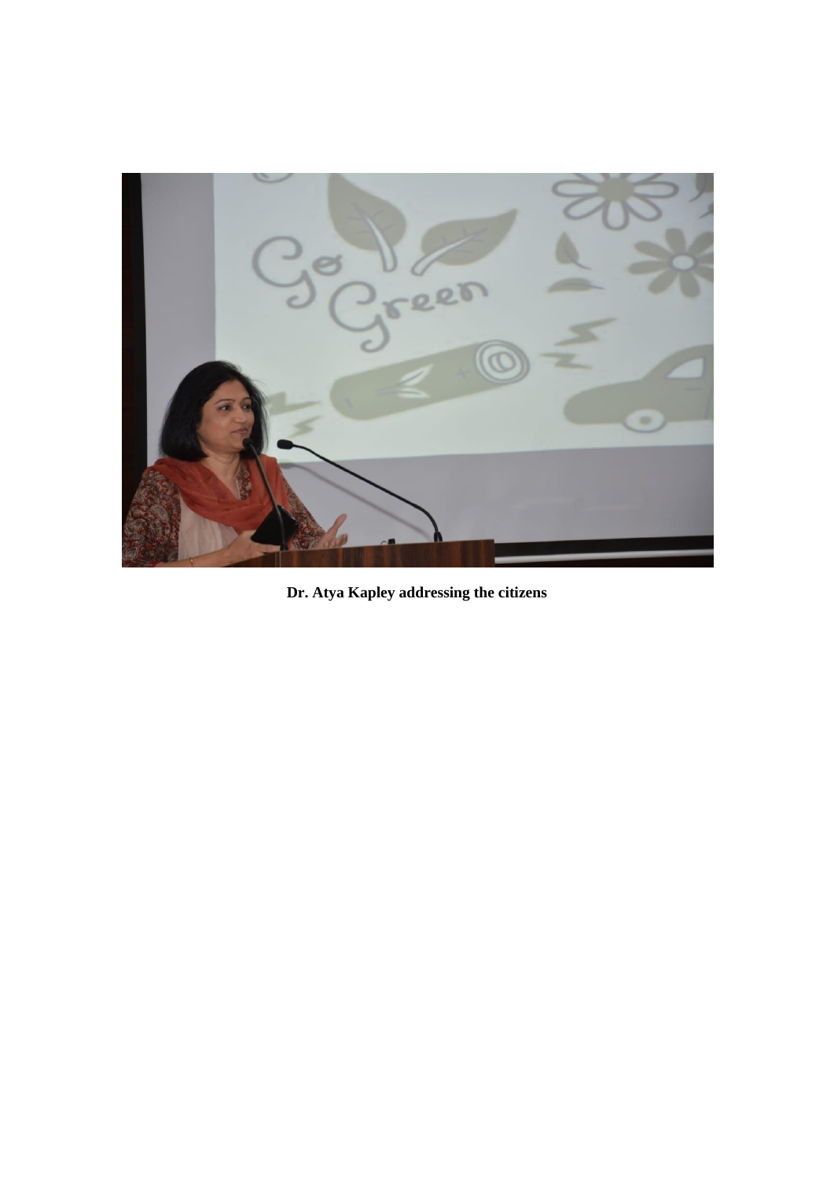**Dr. Atya Kapley addressing the citizens**